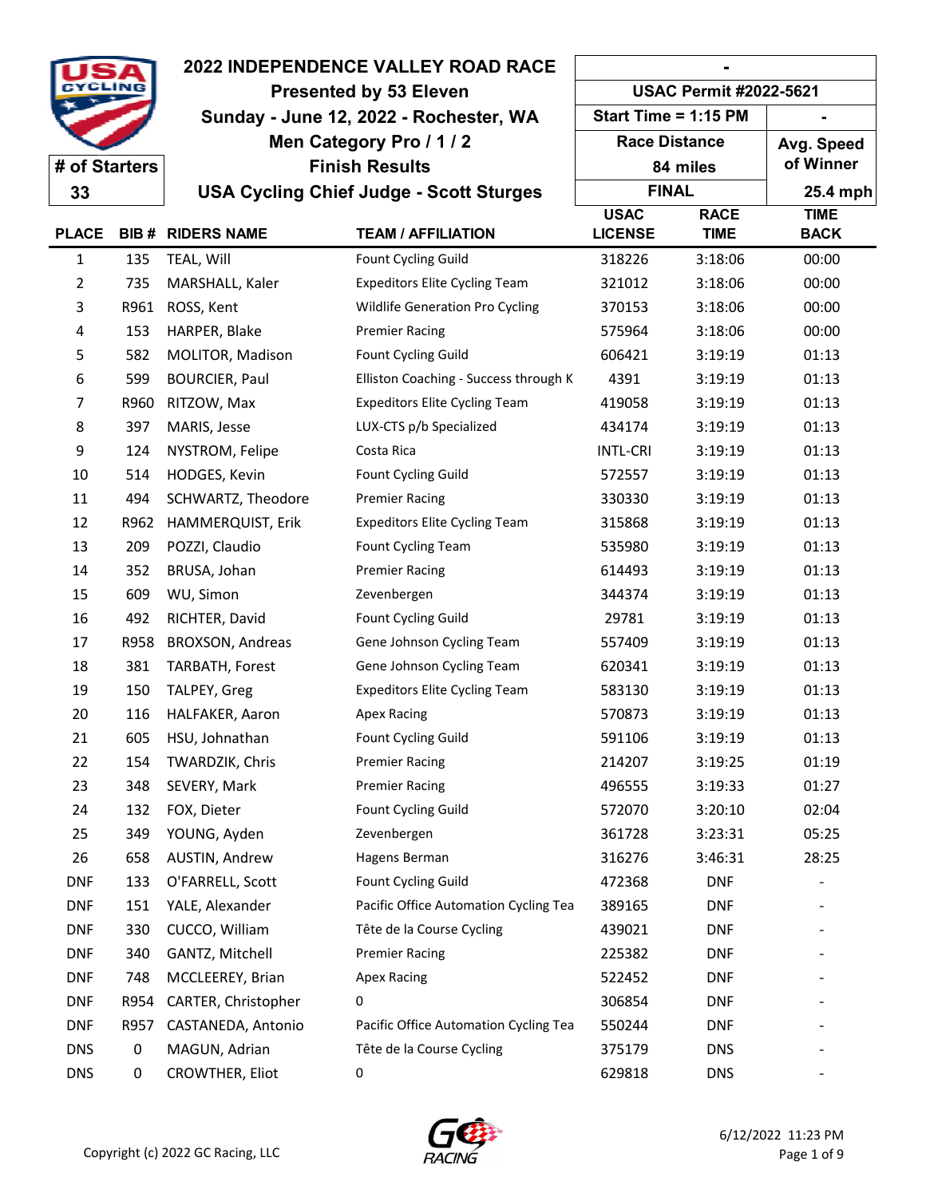# 2022 INDEPENDENCE VALLEY ROAD RACE

**Presented by 53 Eleven**

**Sunday - June 12, 2022 - Rochester, WA**

**Men Category Pro / 1 / 2**

**Finish Results**

**USA Cycling Chief Judge - Scott Sturges**

**# of Starters:** 33

| - | |
|---|---|
| USAC Permit #2022-5621 | |
| Start Time = 1:15 PM | - |
| Race Distance 84 miles | Avg. Speed of Winner |
| FINAL | 25.4 mph |

| PLACE | BIB # | RIDERS NAME | TEAM / AFFILIATION | USAC LICENSE | RACE TIME | TIME BACK |
|---|---|---|---|---|---|---|
| 1 | 135 | TEAL, Will | Fount Cycling Guild | 318226 | 3:18:06 | 00:00 |
| 2 | 735 | MARSHALL, Kaler | Expeditors Elite Cycling Team | 321012 | 3:18:06 | 00:00 |
| 3 | R961 | ROSS, Kent | Wildlife Generation Pro Cycling | 370153 | 3:18:06 | 00:00 |
| 4 | 153 | HARPER, Blake | Premier Racing | 575964 | 3:18:06 | 00:00 |
| 5 | 582 | MOLITOR, Madison | Fount Cycling Guild | 606421 | 3:19:19 | 01:13 |
| 6 | 599 | BOURCIER, Paul | Elliston Coaching - Success through K | 4391 | 3:19:19 | 01:13 |
| 7 | R960 | RITZOW, Max | Expeditors Elite Cycling Team | 419058 | 3:19:19 | 01:13 |
| 8 | 397 | MARIS, Jesse | LUX-CTS p/b Specialized | 434174 | 3:19:19 | 01:13 |
| 9 | 124 | NYSTROM, Felipe | Costa Rica | INTL-CRI | 3:19:19 | 01:13 |
| 10 | 514 | HODGES, Kevin | Fount Cycling Guild | 572557 | 3:19:19 | 01:13 |
| 11 | 494 | SCHWARTZ, Theodore | Premier Racing | 330330 | 3:19:19 | 01:13 |
| 12 | R962 | HAMMERQUIST, Erik | Expeditors Elite Cycling Team | 315868 | 3:19:19 | 01:13 |
| 13 | 209 | POZZI, Claudio | Fount Cycling Team | 535980 | 3:19:19 | 01:13 |
| 14 | 352 | BRUSA, Johan | Premier Racing | 614493 | 3:19:19 | 01:13 |
| 15 | 609 | WU, Simon | Zevenbergen | 344374 | 3:19:19 | 01:13 |
| 16 | 492 | RICHTER, David | Fount Cycling Guild | 29781 | 3:19:19 | 01:13 |
| 17 | R958 | BROXSON, Andreas | Gene Johnson Cycling Team | 557409 | 3:19:19 | 01:13 |
| 18 | 381 | TARBATH, Forest | Gene Johnson Cycling Team | 620341 | 3:19:19 | 01:13 |
| 19 | 150 | TALPEY, Greg | Expeditors Elite Cycling Team | 583130 | 3:19:19 | 01:13 |
| 20 | 116 | HALFAKER, Aaron | Apex Racing | 570873 | 3:19:19 | 01:13 |
| 21 | 605 | HSU, Johnathan | Fount Cycling Guild | 591106 | 3:19:19 | 01:13 |
| 22 | 154 | TWARDZIK, Chris | Premier Racing | 214207 | 3:19:25 | 01:19 |
| 23 | 348 | SEVERY, Mark | Premier Racing | 496555 | 3:19:33 | 01:27 |
| 24 | 132 | FOX, Dieter | Fount Cycling Guild | 572070 | 3:20:10 | 02:04 |
| 25 | 349 | YOUNG, Ayden | Zevenbergen | 361728 | 3:23:31 | 05:25 |
| 26 | 658 | AUSTIN, Andrew | Hagens Berman | 316276 | 3:46:31 | 28:25 |
| DNF | 133 | O'FARRELL, Scott | Fount Cycling Guild | 472368 | DNF | - |
| DNF | 151 | YALE, Alexander | Pacific Office Automation Cycling Tea | 389165 | DNF | - |
| DNF | 330 | CUCCO, William | Tête de la Course Cycling | 439021 | DNF | - |
| DNF | 340 | GANTZ, Mitchell | Premier Racing | 225382 | DNF | - |
| DNF | 748 | MCCLEEREY, Brian | Apex Racing | 522452 | DNF | - |
| DNF | R954 | CARTER, Christopher | 0 | 306854 | DNF | - |
| DNF | R957 | CASTANEDA, Antonio | Pacific Office Automation Cycling Tea | 550244 | DNF | - |
| DNS | 0 | MAGUN, Adrian | Tête de la Course Cycling | 375179 | DNS | - |
| DNS | 0 | CROWTHER, Eliot | 0 | 629818 | DNS | - |

Copyright (c) 2022 GC Racing, LLC

6/12/2022 11:23 PM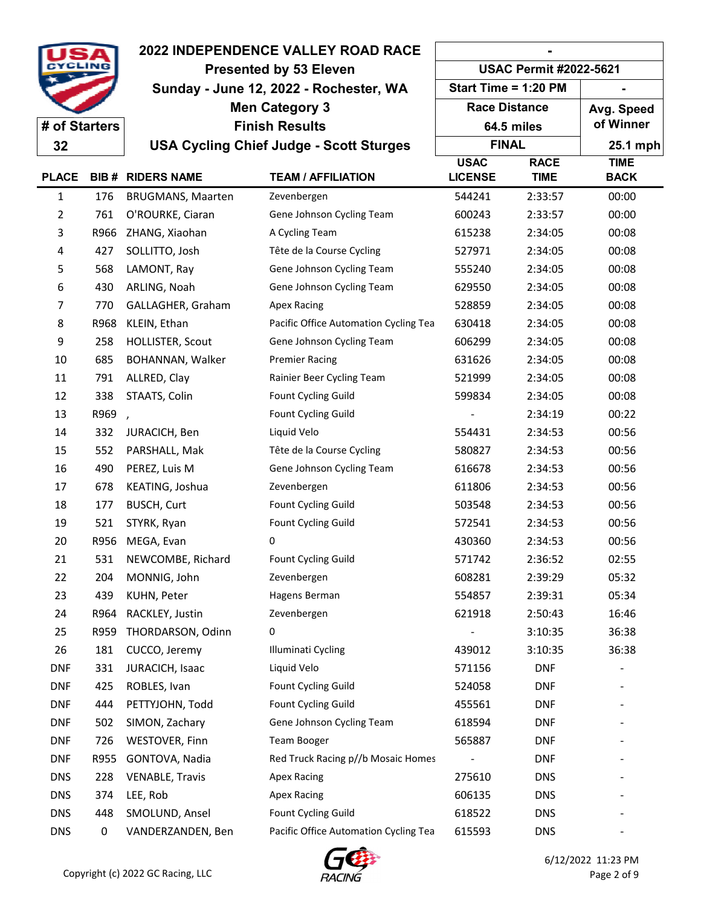# 2022 INDEPENDENCE VALLEY ROAD RACE

**Presented by 53 Eleven**

**Sunday - June 12, 2022 - Rochester, WA**

**Men Category 3**

**Finish Results**

**USA Cycling Chief Judge - Scott Sturges**

| # of Starters | 32 |
|---|---|
| USAC Permit | #2022-5621 |
| Start Time | 1:20 PM |
| Race Distance | 64.5 miles |
| Status | FINAL |
| Avg. Speed of Winner | 25.1 mph |

| PLACE | BIB # | RIDERS NAME | TEAM / AFFILIATION | USAC LICENSE | RACE TIME | TIME BACK |
|---|---|---|---|---|---|---|
| 1 | 176 | BRUGMANS, Maarten | Zevenbergen | 544241 | 2:33:57 | 00:00 |
| 2 | 761 | O'ROURKE, Ciaran | Gene Johnson Cycling Team | 600243 | 2:33:57 | 00:00 |
| 3 | R966 | ZHANG, Xiaohan | A Cycling Team | 615238 | 2:34:05 | 00:08 |
| 4 | 427 | SOLLITTO, Josh | Tête de la Course Cycling | 527971 | 2:34:05 | 00:08 |
| 5 | 568 | LAMONT, Ray | Gene Johnson Cycling Team | 555240 | 2:34:05 | 00:08 |
| 6 | 430 | ARLING, Noah | Gene Johnson Cycling Team | 629550 | 2:34:05 | 00:08 |
| 7 | 770 | GALLAGHER, Graham | Apex Racing | 528859 | 2:34:05 | 00:08 |
| 8 | R968 | KLEIN, Ethan | Pacific Office Automation Cycling Tea | 630418 | 2:34:05 | 00:08 |
| 9 | 258 | HOLLISTER, Scout | Gene Johnson Cycling Team | 606299 | 2:34:05 | 00:08 |
| 10 | 685 | BOHANNAN, Walker | Premier Racing | 631626 | 2:34:05 | 00:08 |
| 11 | 791 | ALLRED, Clay | Rainier Beer Cycling Team | 521999 | 2:34:05 | 00:08 |
| 12 | 338 | STAATS, Colin | Fount Cycling Guild | 599834 | 2:34:05 | 00:08 |
| 13 | R969 | , | Fount Cycling Guild | - | 2:34:19 | 00:22 |
| 14 | 332 | JURACICH, Ben | Liquid Velo | 554431 | 2:34:53 | 00:56 |
| 15 | 552 | PARSHALL, Mak | Tête de la Course Cycling | 580827 | 2:34:53 | 00:56 |
| 16 | 490 | PEREZ, Luis M | Gene Johnson Cycling Team | 616678 | 2:34:53 | 00:56 |
| 17 | 678 | KEATING, Joshua | Zevenbergen | 611806 | 2:34:53 | 00:56 |
| 18 | 177 | BUSCH, Curt | Fount Cycling Guild | 503548 | 2:34:53 | 00:56 |
| 19 | 521 | STYRK, Ryan | Fount Cycling Guild | 572541 | 2:34:53 | 00:56 |
| 20 | R956 | MEGA, Evan | 0 | 430360 | 2:34:53 | 00:56 |
| 21 | 531 | NEWCOMBE, Richard | Fount Cycling Guild | 571742 | 2:36:52 | 02:55 |
| 22 | 204 | MONNIG, John | Zevenbergen | 608281 | 2:39:29 | 05:32 |
| 23 | 439 | KUHN, Peter | Hagens Berman | 554857 | 2:39:31 | 05:34 |
| 24 | R964 | RACKLEY, Justin | Zevenbergen | 621918 | 2:50:43 | 16:46 |
| 25 | R959 | THORDARSON, Odinn | 0 | - | 3:10:35 | 36:38 |
| 26 | 181 | CUCCO, Jeremy | Illuminati Cycling | 439012 | 3:10:35 | 36:38 |
| DNF | 331 | JURACICH, Isaac | Liquid Velo | 571156 | DNF | - |
| DNF | 425 | ROBLES, Ivan | Fount Cycling Guild | 524058 | DNF | - |
| DNF | 444 | PETTYJOHN, Todd | Fount Cycling Guild | 455561 | DNF | - |
| DNF | 502 | SIMON, Zachary | Gene Johnson Cycling Team | 618594 | DNF | - |
| DNF | 726 | WESTOVER, Finn | Team Booger | 565887 | DNF | - |
| DNF | R955 | GONTOVA, Nadia | Red Truck Racing p//b Mosaic Homes | - | DNF | - |
| DNS | 228 | VENABLE, Travis | Apex Racing | 275610 | DNS | - |
| DNS | 374 | LEE, Rob | Apex Racing | 606135 | DNS | - |
| DNS | 448 | SMOLUND, Ansel | Fount Cycling Guild | 618522 | DNS | - |
| DNS | 0 | VANDERZANDEN, Ben | Pacific Office Automation Cycling Tea | 615593 | DNS | - |

Copyright (c) 2022 GC Racing, LLC

6/12/2022 11:23 PM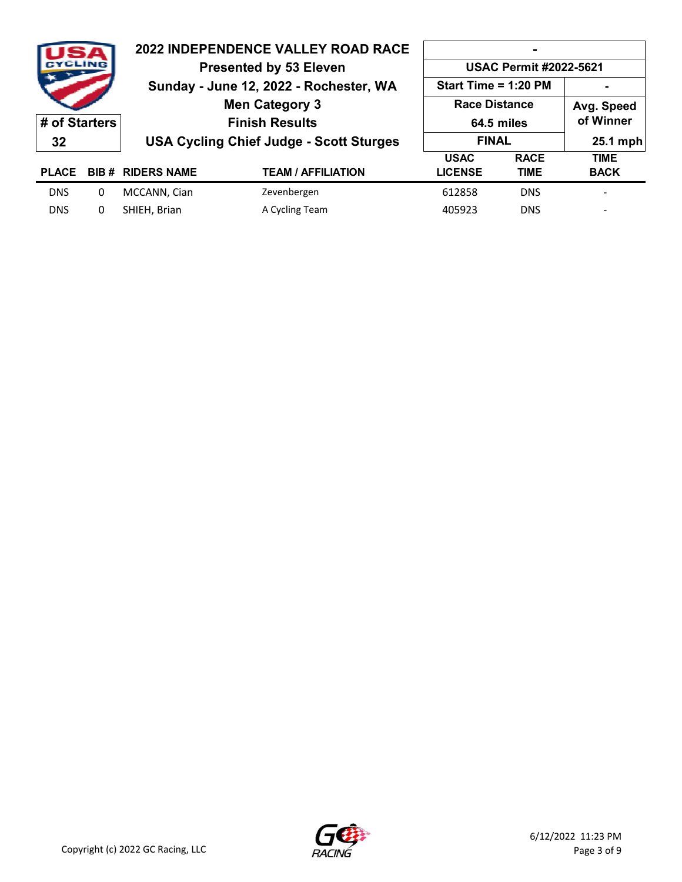# 2022 INDEPENDENCE VALLEY ROAD RACE

**Presented by 53 Eleven**

**Sunday - June 12, 2022 - Rochester, WA**

**Men Category 3**

**Finish Results**

**USA Cycling Chief Judge - Scott Sturges**

| # of Starters | - | |
|---|---|---|
| 32 | USAC Permit #2022-5621 | |
| | Start Time = 1:20 PM | - |
| | Race Distance 64.5 miles | Avg. Speed of Winner |
| | FINAL | 25.1 mph |

| PLACE | BIB # | RIDERS NAME | TEAM / AFFILIATION | USAC LICENSE | RACE TIME | TIME BACK |
|---|---|---|---|---|---|---|
| DNS | 0 | MCCANN, Cian | Zevenbergen | 612858 | DNS | - |
| DNS | 0 | SHIEH, Brian | A Cycling Team | 405923 | DNS | - |

Copyright (c) 2022 GC Racing, LLC

6/12/2022 11:23 PM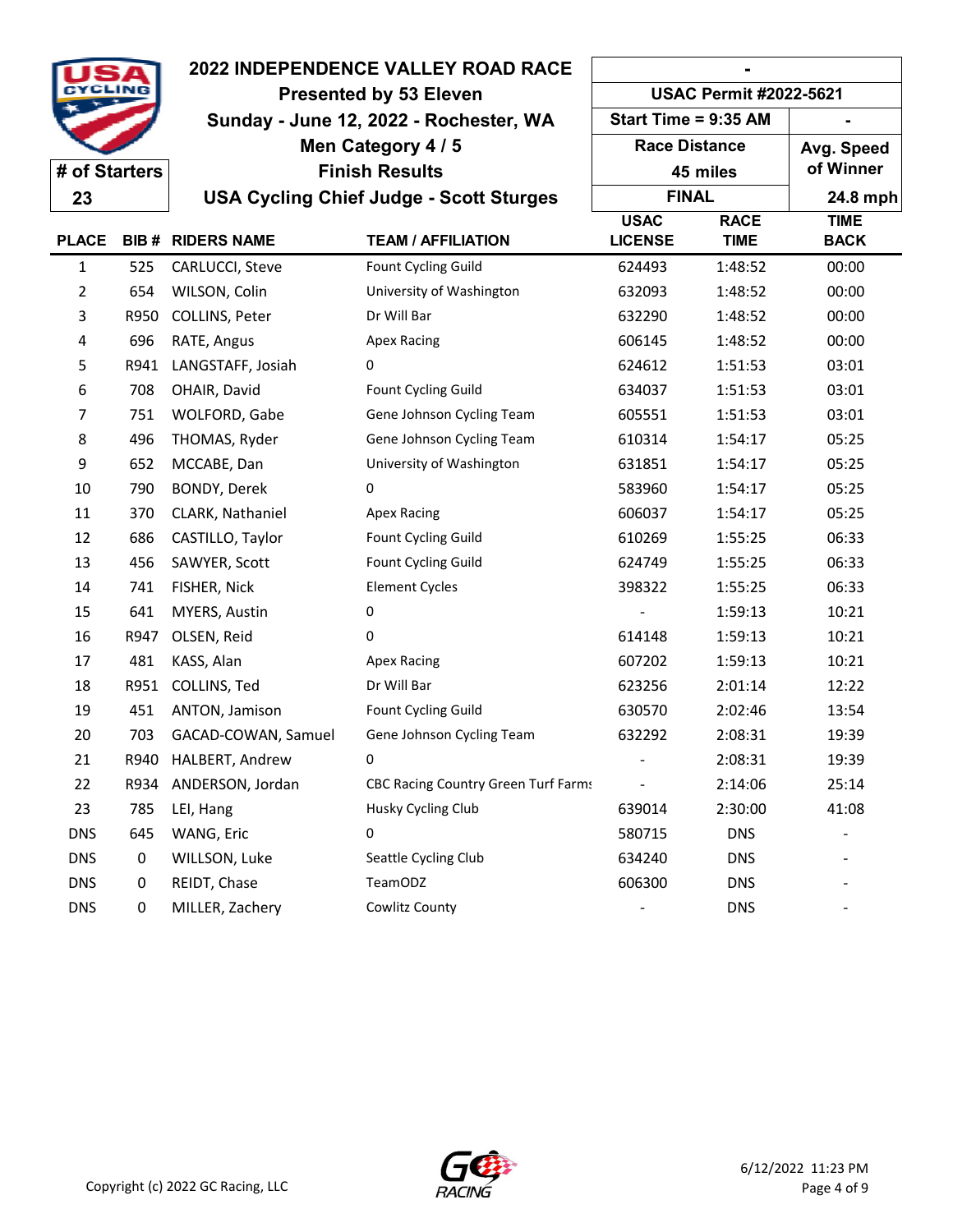# 2022 INDEPENDENCE VALLEY ROAD RACE

**Presented by 53 Eleven**

**Sunday - June 12, 2022 - Rochester, WA**

**Men Category 4 / 5**

**Finish Results**

**USA Cycling Chief Judge - Scott Sturges**

| # of Starters |
|---|
| 23 |

| - | |
|---|---|
| USAC Permit #2022-5621 | |
| Start Time = 9:35 AM | - |
| Race Distance 45 miles | Avg. Speed of Winner |
| FINAL | 24.8 mph |

| PLACE | BIB # | RIDERS NAME | TEAM / AFFILIATION | USAC LICENSE | RACE TIME | TIME BACK |
|---|---|---|---|---|---|---|
| 1 | 525 | CARLUCCI, Steve | Fount Cycling Guild | 624493 | 1:48:52 | 00:00 |
| 2 | 654 | WILSON, Colin | University of Washington | 632093 | 1:48:52 | 00:00 |
| 3 | R950 | COLLINS, Peter | Dr Will Bar | 632290 | 1:48:52 | 00:00 |
| 4 | 696 | RATE, Angus | Apex Racing | 606145 | 1:48:52 | 00:00 |
| 5 | R941 | LANGSTAFF, Josiah | 0 | 624612 | 1:51:53 | 03:01 |
| 6 | 708 | OHAIR, David | Fount Cycling Guild | 634037 | 1:51:53 | 03:01 |
| 7 | 751 | WOLFORD, Gabe | Gene Johnson Cycling Team | 605551 | 1:51:53 | 03:01 |
| 8 | 496 | THOMAS, Ryder | Gene Johnson Cycling Team | 610314 | 1:54:17 | 05:25 |
| 9 | 652 | MCCABE, Dan | University of Washington | 631851 | 1:54:17 | 05:25 |
| 10 | 790 | BONDY, Derek | 0 | 583960 | 1:54:17 | 05:25 |
| 11 | 370 | CLARK, Nathaniel | Apex Racing | 606037 | 1:54:17 | 05:25 |
| 12 | 686 | CASTILLO, Taylor | Fount Cycling Guild | 610269 | 1:55:25 | 06:33 |
| 13 | 456 | SAWYER, Scott | Fount Cycling Guild | 624749 | 1:55:25 | 06:33 |
| 14 | 741 | FISHER, Nick | Element Cycles | 398322 | 1:55:25 | 06:33 |
| 15 | 641 | MYERS, Austin | 0 | - | 1:59:13 | 10:21 |
| 16 | R947 | OLSEN, Reid | 0 | 614148 | 1:59:13 | 10:21 |
| 17 | 481 | KASS, Alan | Apex Racing | 607202 | 1:59:13 | 10:21 |
| 18 | R951 | COLLINS, Ted | Dr Will Bar | 623256 | 2:01:14 | 12:22 |
| 19 | 451 | ANTON, Jamison | Fount Cycling Guild | 630570 | 2:02:46 | 13:54 |
| 20 | 703 | GACAD-COWAN, Samuel | Gene Johnson Cycling Team | 632292 | 2:08:31 | 19:39 |
| 21 | R940 | HALBERT, Andrew | 0 | - | 2:08:31 | 19:39 |
| 22 | R934 | ANDERSON, Jordan | CBC Racing Country Green Turf Farms | - | 2:14:06 | 25:14 |
| 23 | 785 | LEI, Hang | Husky Cycling Club | 639014 | 2:30:00 | 41:08 |
| DNS | 645 | WANG, Eric | 0 | 580715 | DNS | - |
| DNS | 0 | WILLSON, Luke | Seattle Cycling Club | 634240 | DNS | - |
| DNS | 0 | REIDT, Chase | TeamODZ | 606300 | DNS | - |
| DNS | 0 | MILLER, Zachery | Cowlitz County | - | DNS | - |

Copyright (c) 2022 GC Racing, LLC

6/12/2022 11:23 PM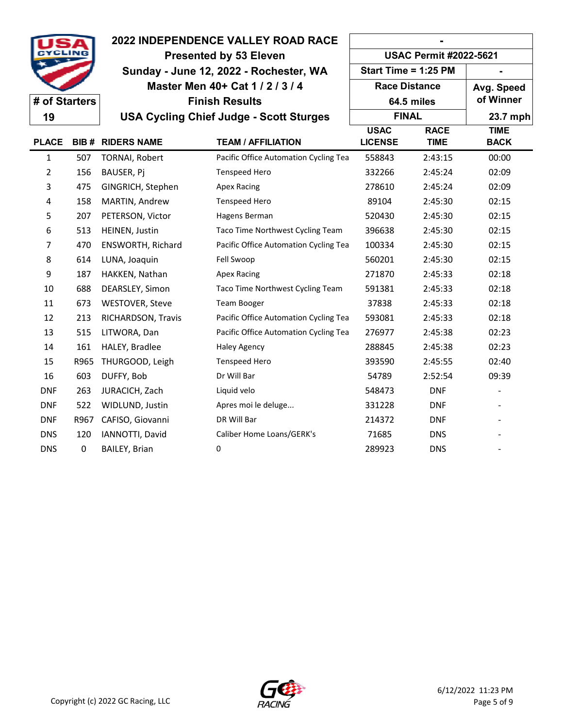# 2022 INDEPENDENCE VALLEY ROAD RACE

**Presented by 53 Eleven**

**Sunday - June 12, 2022 - Rochester, WA**

**Master Men 40+ Cat 1 / 2 / 3 / 4**

**Finish Results**

**USA Cycling Chief Judge - Scott Sturges**

| # of Starters | |
|---|---|
| 19 | |

| - | |
|---|---|
| USAC Permit #2022-5621 | |
| Start Time = 1:25 PM | - |
| Race Distance 64.5 miles | Avg. Speed of Winner |
| FINAL | 23.7 mph |

| PLACE | BIB # | RIDERS NAME | TEAM / AFFILIATION | USAC LICENSE | RACE TIME | TIME BACK |
|---|---|---|---|---|---|---|
| 1 | 507 | TORNAI, Robert | Pacific Office Automation Cycling Tea | 558843 | 2:43:15 | 00:00 |
| 2 | 156 | BAUSER, Pj | Tenspeed Hero | 332266 | 2:45:24 | 02:09 |
| 3 | 475 | GINGRICH, Stephen | Apex Racing | 278610 | 2:45:24 | 02:09 |
| 4 | 158 | MARTIN, Andrew | Tenspeed Hero | 89104 | 2:45:30 | 02:15 |
| 5 | 207 | PETERSON, Victor | Hagens Berman | 520430 | 2:45:30 | 02:15 |
| 6 | 513 | HEINEN, Justin | Taco Time Northwest Cycling Team | 396638 | 2:45:30 | 02:15 |
| 7 | 470 | ENSWORTH, Richard | Pacific Office Automation Cycling Tea | 100334 | 2:45:30 | 02:15 |
| 8 | 614 | LUNA, Joaquin | Fell Swoop | 560201 | 2:45:30 | 02:15 |
| 9 | 187 | HAKKEN, Nathan | Apex Racing | 271870 | 2:45:33 | 02:18 |
| 10 | 688 | DEARSLEY, Simon | Taco Time Northwest Cycling Team | 591381 | 2:45:33 | 02:18 |
| 11 | 673 | WESTOVER, Steve | Team Booger | 37838 | 2:45:33 | 02:18 |
| 12 | 213 | RICHARDSON, Travis | Pacific Office Automation Cycling Tea | 593081 | 2:45:33 | 02:18 |
| 13 | 515 | LITWORA, Dan | Pacific Office Automation Cycling Tea | 276977 | 2:45:38 | 02:23 |
| 14 | 161 | HALEY, Bradlee | Haley Agency | 288845 | 2:45:38 | 02:23 |
| 15 | R965 | THURGOOD, Leigh | Tenspeed Hero | 393590 | 2:45:55 | 02:40 |
| 16 | 603 | DUFFY, Bob | Dr Will Bar | 54789 | 2:52:54 | 09:39 |
| DNF | 263 | JURACICH, Zach | Liquid velo | 548473 | DNF | - |
| DNF | 522 | WIDLUND, Justin | Apres moi le deluge... | 331228 | DNF | - |
| DNF | R967 | CAFISO, Giovanni | DR Will Bar | 214372 | DNF | - |
| DNS | 120 | IANNOTTI, David | Caliber Home Loans/GERK's | 71685 | DNS | - |
| DNS | 0 | BAILEY, Brian | 0 | 289923 | DNS | - |

Copyright (c) 2022 GC Racing, LLC

6/12/2022 11:23 PM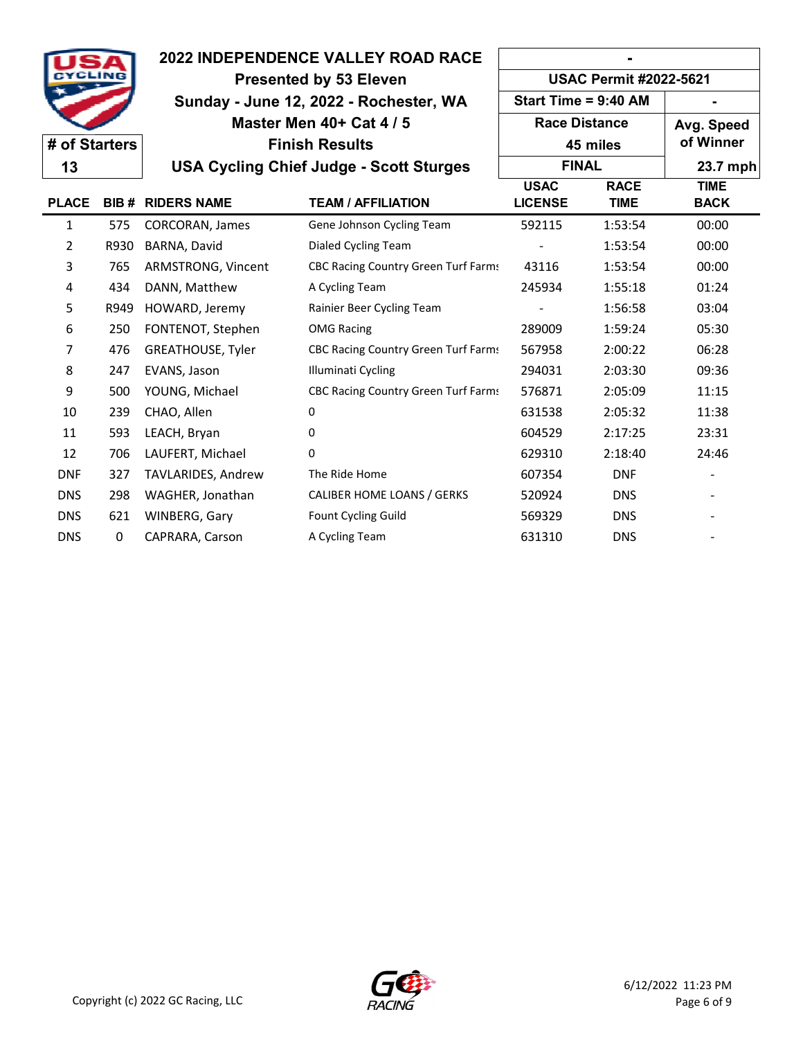# 2022 INDEPENDENCE VALLEY ROAD RACE

**Presented by 53 Eleven**

**Sunday - June 12, 2022 - Rochester, WA**

**Master Men 40+ Cat 4 / 5**

**Finish Results**

**USA Cycling Chief Judge - Scott Sturges**

| - | |
|---|---|
| USAC Permit #2022-5621 | |
| Start Time = 9:40 AM | - |
| Race Distance 45 miles | Avg. Speed of Winner |
| FINAL | 23.7 mph |

**# of Starters:** 13

| PLACE | BIB # | RIDERS NAME | TEAM / AFFILIATION | USAC LICENSE | RACE TIME | TIME BACK |
|---|---|---|---|---|---|---|
| 1 | 575 | CORCORAN, James | Gene Johnson Cycling Team | 592115 | 1:53:54 | 00:00 |
| 2 | R930 | BARNA, David | Dialed Cycling Team | - | 1:53:54 | 00:00 |
| 3 | 765 | ARMSTRONG, Vincent | CBC Racing Country Green Turf Farms | 43116 | 1:53:54 | 00:00 |
| 4 | 434 | DANN, Matthew | A Cycling Team | 245934 | 1:55:18 | 01:24 |
| 5 | R949 | HOWARD, Jeremy | Rainier Beer Cycling Team | - | 1:56:58 | 03:04 |
| 6 | 250 | FONTENOT, Stephen | OMG Racing | 289009 | 1:59:24 | 05:30 |
| 7 | 476 | GREATHOUSE, Tyler | CBC Racing Country Green Turf Farms | 567958 | 2:00:22 | 06:28 |
| 8 | 247 | EVANS, Jason | Illuminati Cycling | 294031 | 2:03:30 | 09:36 |
| 9 | 500 | YOUNG, Michael | CBC Racing Country Green Turf Farms | 576871 | 2:05:09 | 11:15 |
| 10 | 239 | CHAO, Allen | 0 | 631538 | 2:05:32 | 11:38 |
| 11 | 593 | LEACH, Bryan | 0 | 604529 | 2:17:25 | 23:31 |
| 12 | 706 | LAUFERT, Michael | 0 | 629310 | 2:18:40 | 24:46 |
| DNF | 327 | TAVLARIDES, Andrew | The Ride Home | 607354 | DNF | - |
| DNS | 298 | WAGHER, Jonathan | CALIBER HOME LOANS / GERKS | 520924 | DNS | - |
| DNS | 621 | WINBERG, Gary | Fount Cycling Guild | 569329 | DNS | - |
| DNS | 0 | CAPRARA, Carson | A Cycling Team | 631310 | DNS | - |

Copyright (c) 2022 GC Racing, LLC

6/12/2022 11:23 PM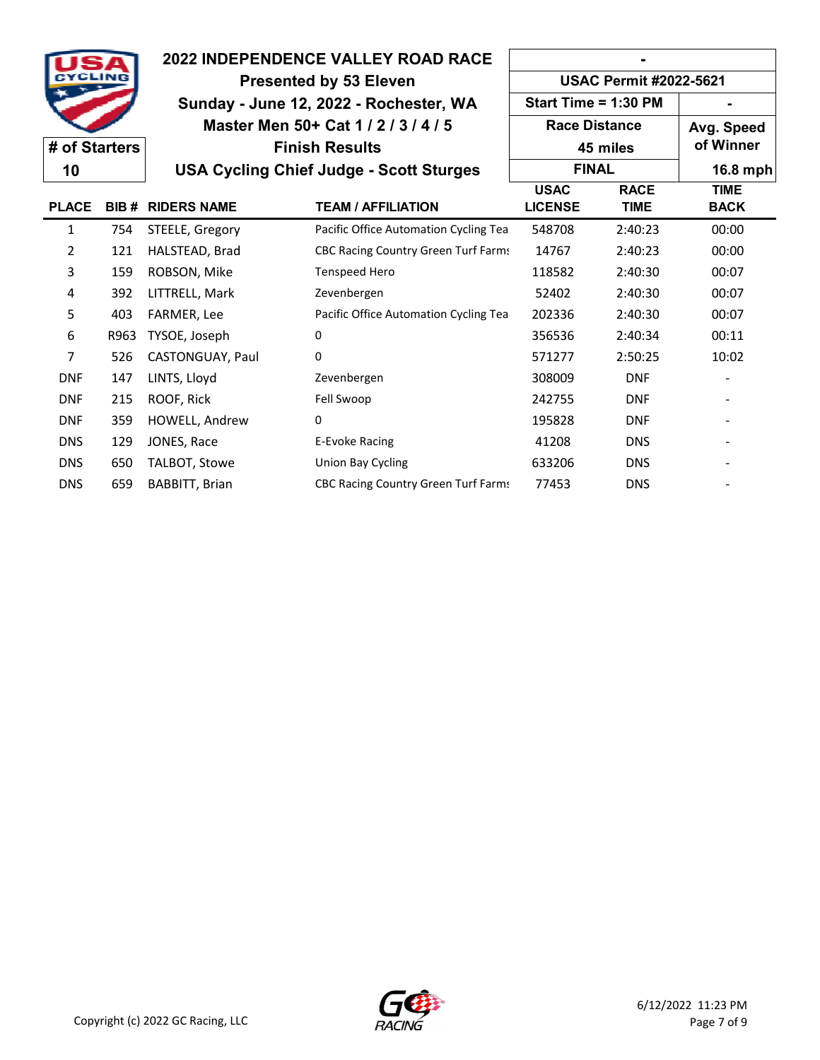# 2022 INDEPENDENCE VALLEY ROAD RACE

**Presented by 53 Eleven**

**Sunday - June 12, 2022 - Rochester, WA**

**Master Men 50+ Cat 1 / 2 / 3 / 4 / 5**

**Finish Results**

**USA Cycling Chief Judge - Scott Sturges**

| # of Starters |
|---|
| 10 |

| - | |
|---|---|
| USAC Permit #2022-5621 | |
| Start Time = 1:30 PM | - |
| Race Distance 45 miles | Avg. Speed of Winner |
| FINAL | 16.8 mph |

| PLACE | BIB # | RIDERS NAME | TEAM / AFFILIATION | USAC LICENSE | RACE TIME | TIME BACK |
|---|---|---|---|---|---|---|
| 1 | 754 | STEELE, Gregory | Pacific Office Automation Cycling Tea | 548708 | 2:40:23 | 00:00 |
| 2 | 121 | HALSTEAD, Brad | CBC Racing Country Green Turf Farms | 14767 | 2:40:23 | 00:00 |
| 3 | 159 | ROBSON, Mike | Tenspeed Hero | 118582 | 2:40:30 | 00:07 |
| 4 | 392 | LITTRELL, Mark | Zevenbergen | 52402 | 2:40:30 | 00:07 |
| 5 | 403 | FARMER, Lee | Pacific Office Automation Cycling Tea | 202336 | 2:40:30 | 00:07 |
| 6 | R963 | TYSOE, Joseph | 0 | 356536 | 2:40:34 | 00:11 |
| 7 | 526 | CASTONGUAY, Paul | 0 | 571277 | 2:50:25 | 10:02 |
| DNF | 147 | LINTS, Lloyd | Zevenbergen | 308009 | DNF | - |
| DNF | 215 | ROOF, Rick | Fell Swoop | 242755 | DNF | - |
| DNF | 359 | HOWELL, Andrew | 0 | 195828 | DNF | - |
| DNS | 129 | JONES, Race | E-Evoke Racing | 41208 | DNS | - |
| DNS | 650 | TALBOT, Stowe | Union Bay Cycling | 633206 | DNS | - |
| DNS | 659 | BABBITT, Brian | CBC Racing Country Green Turf Farms | 77453 | DNS | - |

Copyright (c) 2022 GC Racing, LLC

6/12/2022 11:23 PM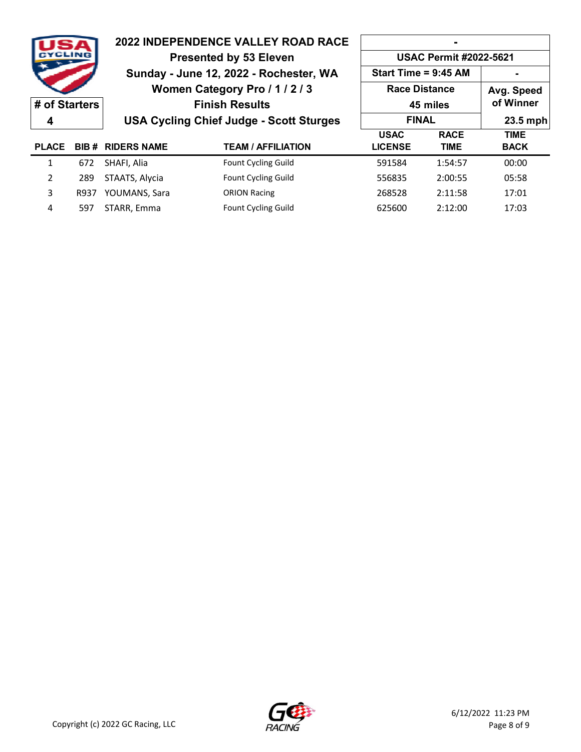# 2022 INDEPENDENCE VALLEY ROAD RACE

**Presented by 53 Eleven**

**Sunday - June 12, 2022 - Rochester, WA**

**Women Category Pro / 1 / 2 / 3**

**Finish Results**

**USA Cycling Chief Judge - Scott Sturges**

| **# of Starters** | |
|---|---|
| 4 | |

| - | |
|---|---|
| USAC Permit #2022-5621 | |
| Start Time = 9:45 AM | - |
| Race Distance 45 miles | Avg. Speed of Winner |
| FINAL | 23.5 mph |

| PLACE | BIB # | RIDERS NAME | TEAM / AFFILIATION | USAC LICENSE | RACE TIME | TIME BACK |
|---|---|---|---|---|---|---|
| 1 | 672 | SHAFI, Alia | Fount Cycling Guild | 591584 | 1:54:57 | 00:00 |
| 2 | 289 | STAATS, Alycia | Fount Cycling Guild | 556835 | 2:00:55 | 05:58 |
| 3 | R937 | YOUMANS, Sara | ORION Racing | 268528 | 2:11:58 | 17:01 |
| 4 | 597 | STARR, Emma | Fount Cycling Guild | 625600 | 2:12:00 | 17:03 |

Copyright (c) 2022 GC Racing, LLC

6/12/2022 11:23 PM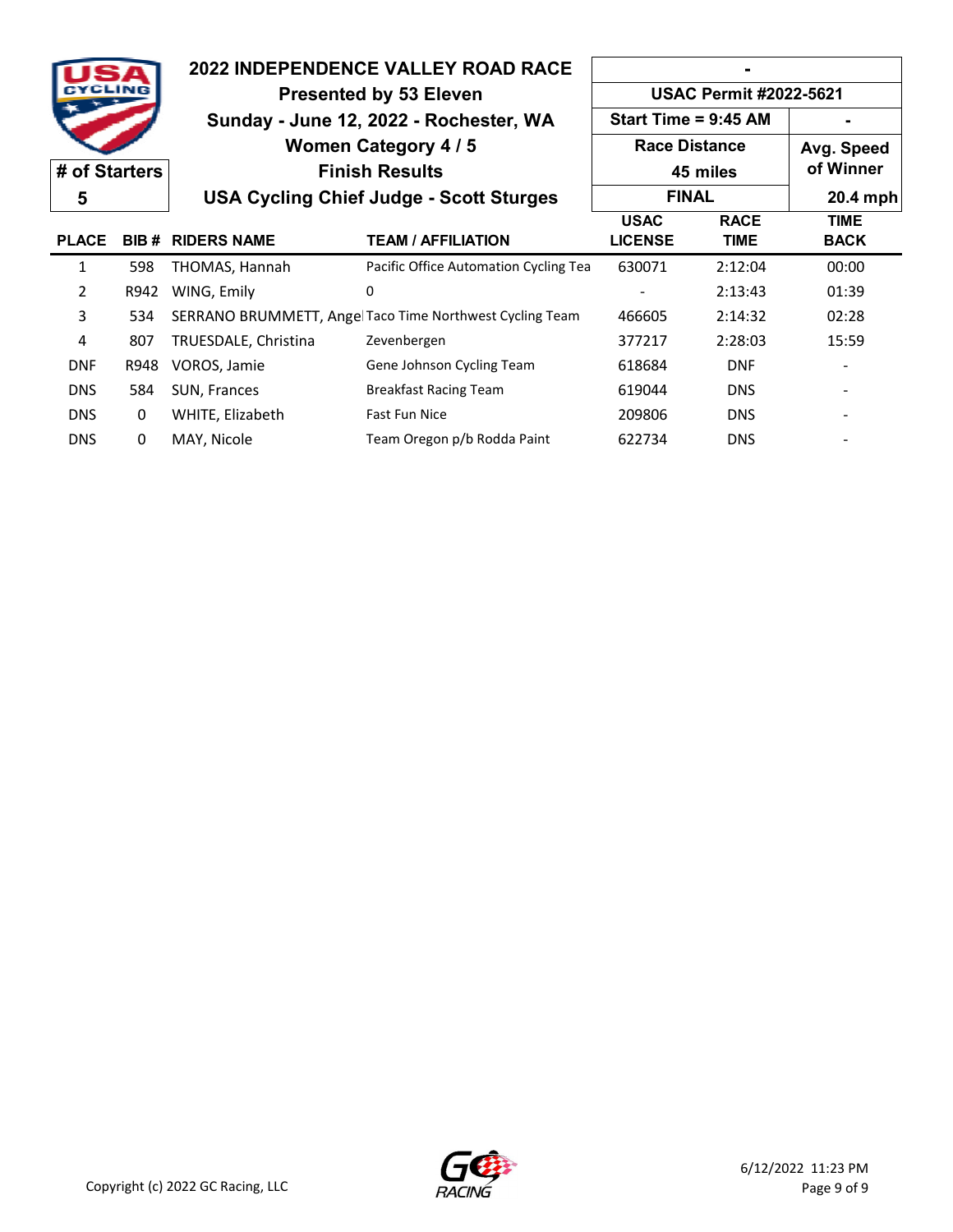# 2022 INDEPENDENCE VALLEY ROAD RACE

**Presented by 53 Eleven**

**Sunday - June 12, 2022 - Rochester, WA**

**Women Category 4 / 5**

**Finish Results**

**USA Cycling Chief Judge - Scott Sturges**

| | |
|---|---|
| - | |
| USAC Permit #2022-5621 | |
| Start Time = 9:45 AM | - |
| Race Distance 45 miles | Avg. Speed of Winner |
| FINAL | 20.4 mph |

**# of Starters**
5

| PLACE | BIB # | RIDERS NAME | TEAM / AFFILIATION | USAC LICENSE | RACE TIME | TIME BACK |
|---|---|---|---|---|---|---|
| 1 | 598 | THOMAS, Hannah | Pacific Office Automation Cycling Tea | 630071 | 2:12:04 | 00:00 |
| 2 | R942 | WING, Emily | 0 | - | 2:13:43 | 01:39 |
| 3 | 534 | SERRANO BRUMMETT, Angel | Taco Time Northwest Cycling Team | 466605 | 2:14:32 | 02:28 |
| 4 | 807 | TRUESDALE, Christina | Zevenbergen | 377217 | 2:28:03 | 15:59 |
| DNF | R948 | VOROS, Jamie | Gene Johnson Cycling Team | 618684 | DNF | - |
| DNS | 584 | SUN, Frances | Breakfast Racing Team | 619044 | DNS | - |
| DNS | 0 | WHITE, Elizabeth | Fast Fun Nice | 209806 | DNS | - |
| DNS | 0 | MAY, Nicole | Team Oregon p/b Rodda Paint | 622734 | DNS | - |

Copyright (c) 2022 GC Racing, LLC

6/12/2022 11:23 PM